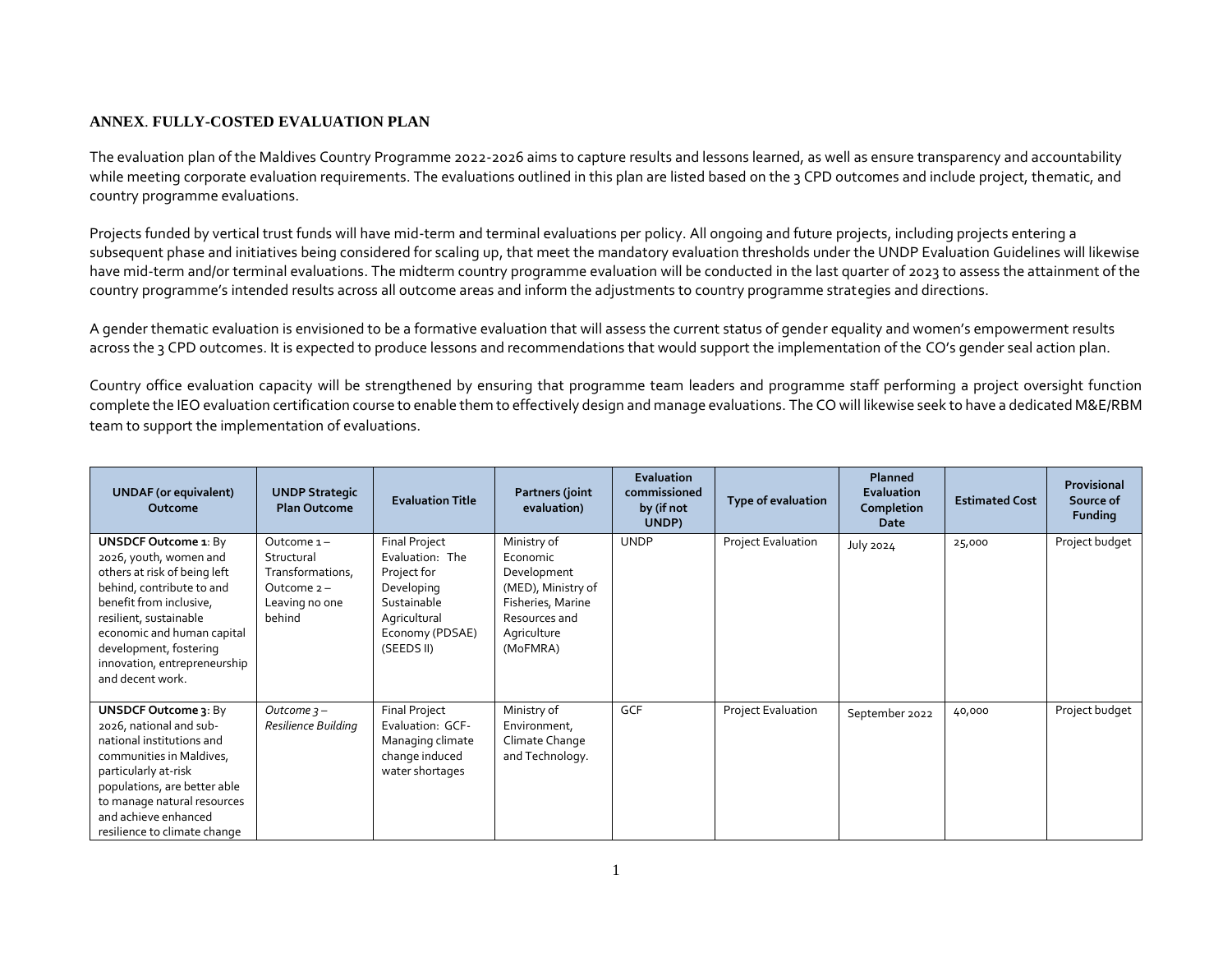**ANNEX**. **FULLY-COSTED EVALUATION PLAN**

The evaluation plan of the Maldives Country Programme 2022-2026 aims to capture results and lessons learned, as well as ensure transparency and accountability while meeting corporate evaluation requirements. The evaluations outlined in this plan are listed based on the 3 CPD outcomes and include project, thematic, and country programme evaluations.

Projects funded by vertical trust funds will have mid-term and terminal evaluations per policy. All ongoing and future projects, including projects entering a subsequent phase and initiatives being considered for scaling up, that meet the mandatory evaluation thresholds under the UNDP Evaluation Guidelines will likewise have mid-term and/or terminal evaluations. The midterm country programme evaluation will be conducted in the last quarter of 2023 to assess the attainment of the country programme's intended results across all outcome areas and inform the adjustments to country programme strategies and directions.

A gender thematic evaluation is envisioned to be a formative evaluation that will assess the current status of gender equality and women's empowerment results across the 3 CPD outcomes. It is expected to produce lessons and recommendations that would support the implementation of the CO's gender seal action plan.

Country office evaluation capacity will be strengthened by ensuring that programme team leaders and programme staff performing a project oversight function complete the IEO evaluation certification course to enable them to effectively design and manage evaluations. The CO will likewise seek to have a dedicated M&E/RBM team to support the implementation of evaluations.

| UNDAF (or equivalent) Outcome | UNDP Strategic Plan Outcome | Evaluation Title | Partners (joint evaluation) | Evaluation commissioned by (if not UNDP) | Type of evaluation | Planned Evaluation Completion Date | Estimated Cost | Provisional Source of Funding |
|---|---|---|---|---|---|---|---|---|
| **UNSDCF Outcome 1**: By 2026, youth, women and others at risk of being left behind, contribute to and benefit from inclusive, resilient, sustainable economic and human capital development, fostering innovation, entrepreneurship and decent work. | Outcome 1 – Structural Transformations, Outcome 2 – Leaving no one behind | Final Project Evaluation: The Project for Developing Sustainable Agricultural Economy (PDSAE) (SEEDS II) | Ministry of Economic Development (MED), Ministry of Fisheries, Marine Resources and Agriculture (MoFMRA) | UNDP | Project Evaluation | July 2024 | 25,000 | Project budget |
| **UNSDCF Outcome 3**: By 2026, national and sub-national institutions and communities in Maldives, particularly at-risk populations, are better able to manage natural resources and achieve enhanced resilience to climate change | *Outcome 3 – Resilience Building* | Final Project Evaluation: GCF-Managing climate change induced water shortages | Ministry of Environment, Climate Change and Technology. | GCF | Project Evaluation | September 2022 | 40,000 | Project budget |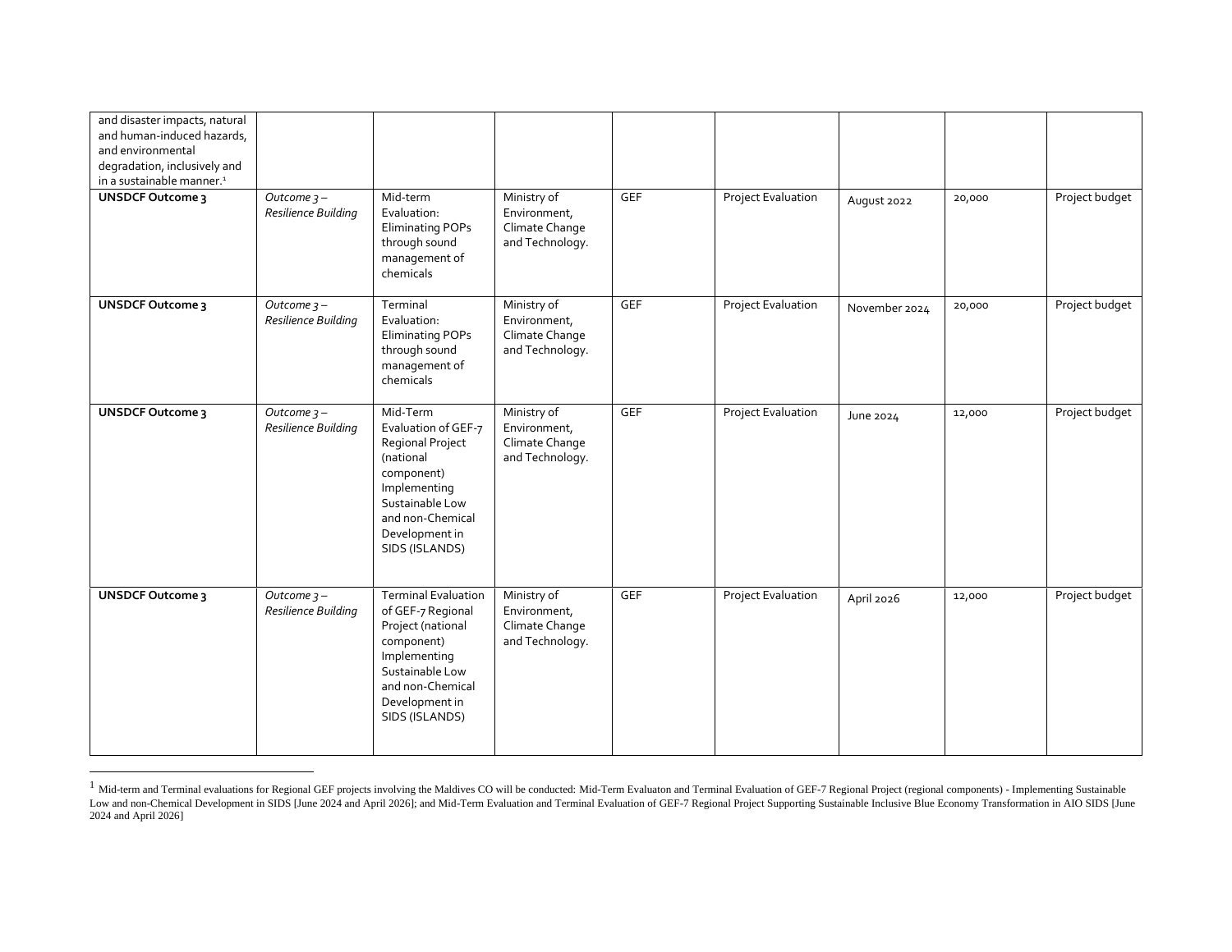| | | | | | | | | |
|---|---|---|---|---|---|---|---|---|
| and disaster impacts, natural and human-induced hazards, and environmental degradation, inclusively and in a sustainable manner.[1] | | | | | | | | |
| **UNSDCF Outcome 3** | *Outcome 3 – Resilience Building* | Mid-term Evaluation: Eliminating POPs through sound management of chemicals | Ministry of Environment, Climate Change and Technology. | GEF | Project Evaluation | August 2022 | 20,000 | Project budget |
| **UNSDCF Outcome 3** | *Outcome 3 – Resilience Building* | Terminal Evaluation: Eliminating POPs through sound management of chemicals | Ministry of Environment, Climate Change and Technology. | GEF | Project Evaluation | November 2024 | 20,000 | Project budget |
| **UNSDCF Outcome 3** | *Outcome 3 – Resilience Building* | Mid-Term Evaluation of GEF-7 Regional Project (national component) Implementing Sustainable Low and non-Chemical Development in SIDS (ISLANDS) | Ministry of Environment, Climate Change and Technology. | GEF | Project Evaluation | June 2024 | 12,000 | Project budget |
| **UNSDCF Outcome 3** | *Outcome 3 – Resilience Building* | Terminal Evaluation of GEF-7 Regional Project (national component) Implementing Sustainable Low and non-Chemical Development in SIDS (ISLANDS) | Ministry of Environment, Climate Change and Technology. | GEF | Project Evaluation | April 2026 | 12,000 | Project budget |

[1] Mid-term and Terminal evaluations for Regional GEF projects involving the Maldives CO will be conducted: Mid-Term Evaluaton and Terminal Evaluation of GEF-7 Regional Project (regional components) - Implementing Sustainable Low and non-Chemical Development in SIDS [June 2024 and April 2026]; and Mid-Term Evaluation and Terminal Evaluation of GEF-7 Regional Project Supporting Sustainable Inclusive Blue Economy Transformation in AIO SIDS [June 2024 and April 2026]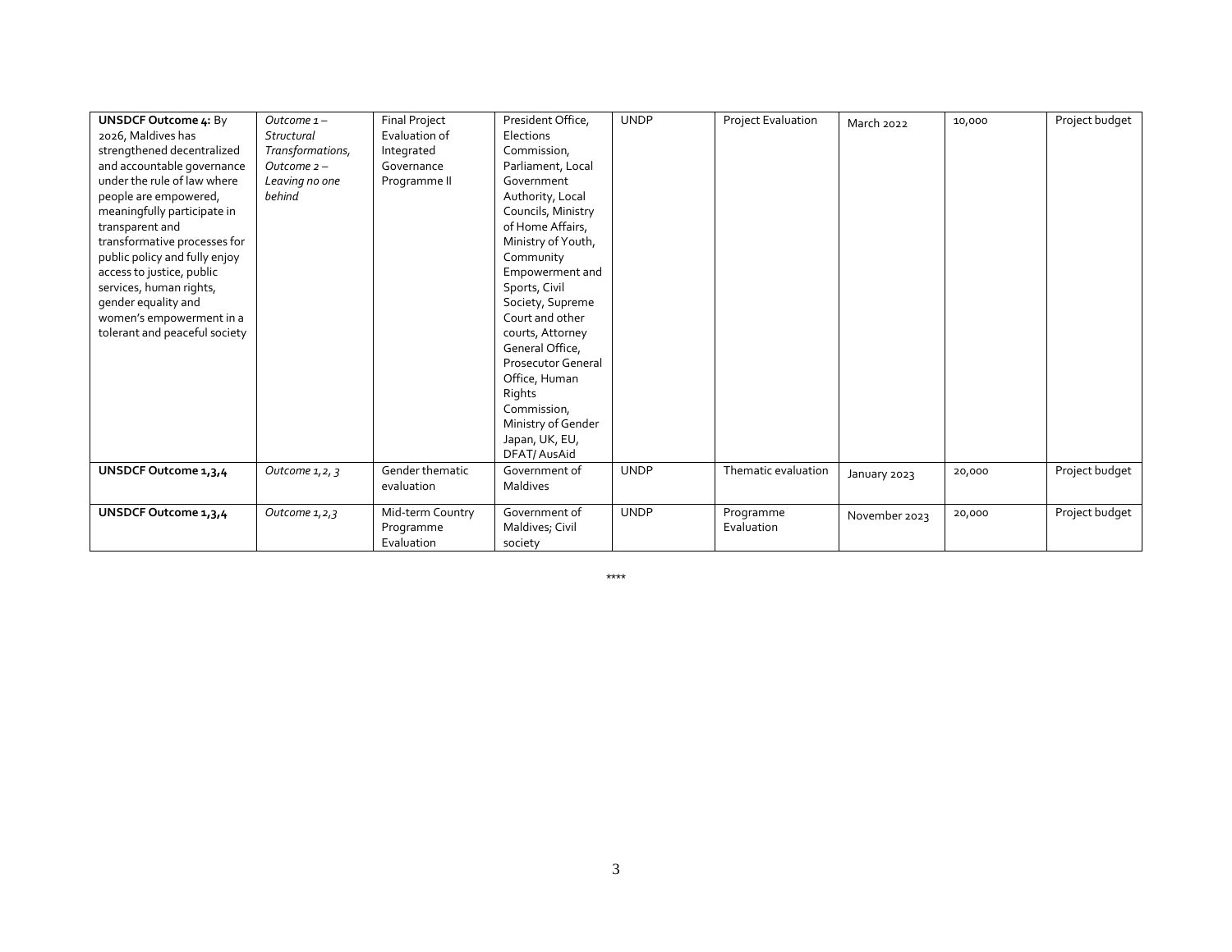| | | | | | | | | |
|---|---|---|---|---|---|---|---|---|
| **UNSDCF Outcome 4:** By 2026, Maldives has strengthened decentralized and accountable governance under the rule of law where people are empowered, meaningfully participate in transparent and transformative processes for public policy and fully enjoy access to justice, public services, human rights, gender equality and women's empowerment in a tolerant and peaceful society | *Outcome 1 – Structural Transformations, Outcome 2 – Leaving no one behind* | Final Project Evaluation of Integrated Governance Programme II | President Office, Elections Commission, Parliament, Local Government Authority, Local Councils, Ministry of Home Affairs, Ministry of Youth, Community Empowerment and Sports, Civil Society, Supreme Court and other courts, Attorney General Office, Prosecutor General Office, Human Rights Commission, Ministry of Gender Japan, UK, EU, DFAT/ AusAid | UNDP | Project Evaluation | March 2022 | 10,000 | Project budget |
| **UNSDCF Outcome 1,3,4** | *Outcome 1, 2, 3* | Gender thematic evaluation | Government of Maldives | UNDP | Thematic evaluation | January 2023 | 20,000 | Project budget |
| **UNSDCF Outcome 1,3,4** | *Outcome 1, 2,3* | Mid-term Country Programme Evaluation | Government of Maldives; Civil society | UNDP | Programme Evaluation | November 2023 | 20,000 | Project budget |

****